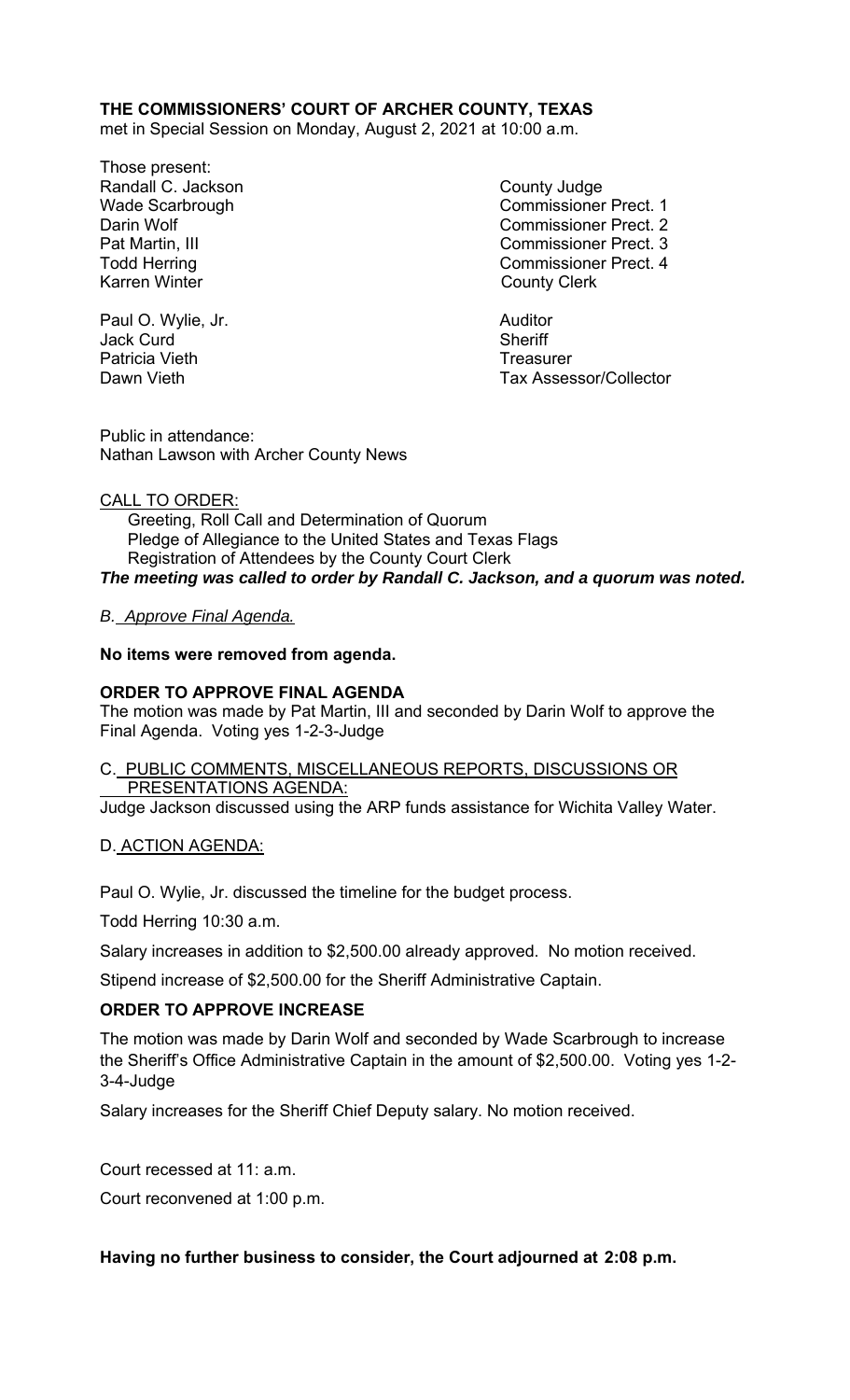**THE COMMISSIONERS' COURT OF ARCHER COUNTY, TEXAS**
met in Special Session on Monday, August 2, 2021 at 10:00 a.m.

Those present:

| | |
|---|---|
| Randall C. Jackson | County Judge |
| Wade Scarbrough | Commissioner Prect. 1 |
| Darin Wolf | Commissioner Prect. 2 |
| Pat Martin, III | Commissioner Prect. 3 |
| Todd Herring | Commissioner Prect. 4 |
| Karren Winter | County Clerk |
| | |
| Paul O. Wylie, Jr. | Auditor |
| Jack Curd | Sheriff |
| Patricia Vieth | Treasurer |
| Dawn Vieth | Tax Assessor/Collector |

Public in attendance:
Nathan Lawson with Archer County News

CALL TO ORDER:

Greeting, Roll Call and Determination of Quorum
Pledge of Allegiance to the United States and Texas Flags
Registration of Attendees by the County Court Clerk

***The meeting was called to order by Randall C. Jackson, and a quorum was noted.***

*B. Approve Final Agenda.*

**No items were removed from agenda.**

**ORDER TO APPROVE FINAL AGENDA**

The motion was made by Pat Martin, III and seconded by Darin Wolf to approve the Final Agenda. Voting yes 1-2-3-Judge

C. PUBLIC COMMENTS, MISCELLANEOUS REPORTS, DISCUSSIONS OR PRESENTATIONS AGENDA:

Judge Jackson discussed using the ARP funds assistance for Wichita Valley Water.

D. ACTION AGENDA:

Paul O. Wylie, Jr. discussed the timeline for the budget process.

Todd Herring 10:30 a.m.

Salary increases in addition to $2,500.00 already approved. No motion received.

Stipend increase of $2,500.00 for the Sheriff Administrative Captain.

**ORDER TO APPROVE INCREASE**

The motion was made by Darin Wolf and seconded by Wade Scarbrough to increase the Sheriff's Office Administrative Captain in the amount of $2,500.00. Voting yes 1-2-3-4-Judge

Salary increases for the Sheriff Chief Deputy salary. No motion received.

Court recessed at 11: a.m.

Court reconvened at 1:00 p.m.

**Having no further business to consider, the Court adjourned at 2:08 p.m.**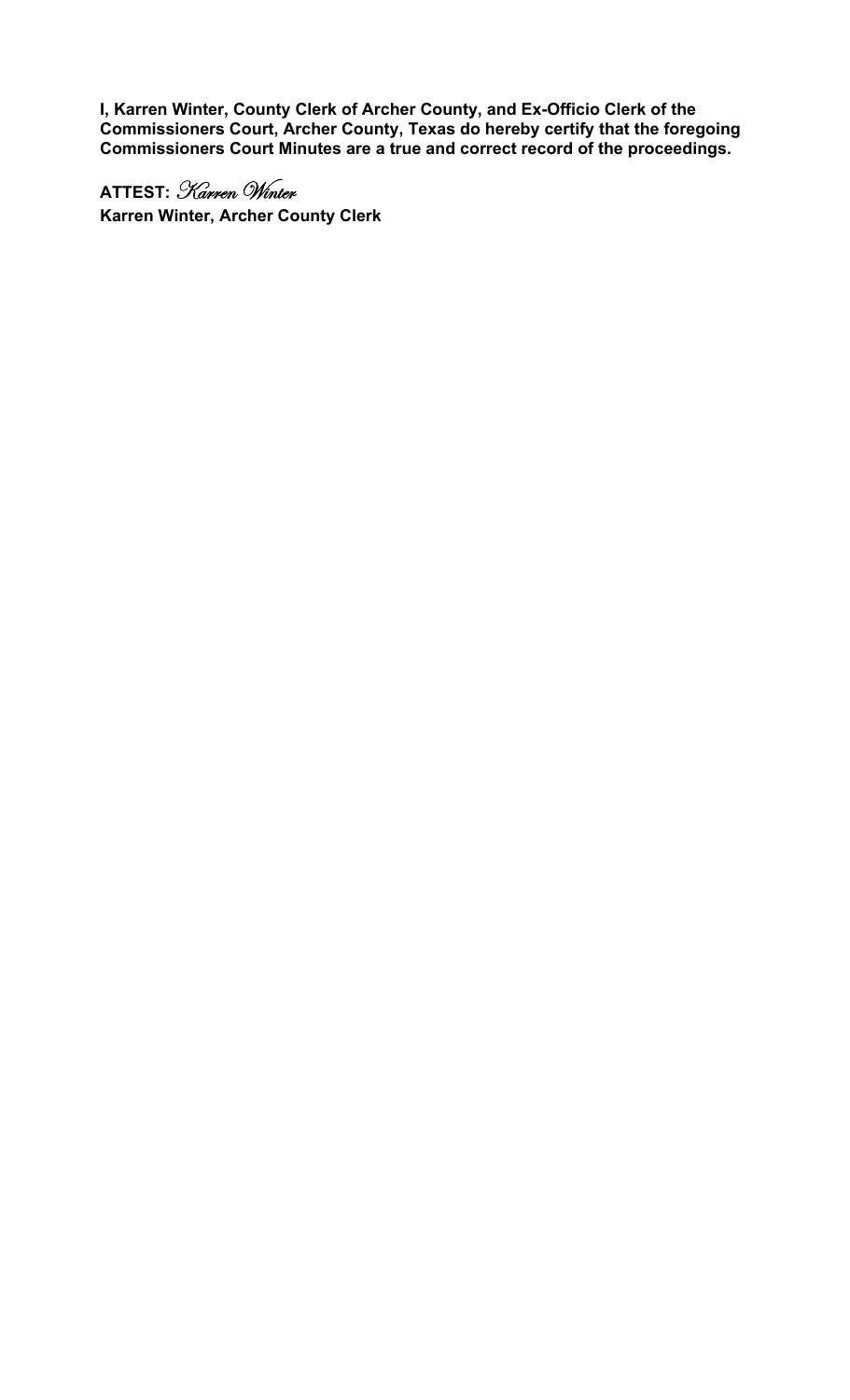**I, Karren Winter, County Clerk of Archer County, and Ex-Officio Clerk of the Commissioners Court, Archer County, Texas do hereby certify that the foregoing Commissioners Court Minutes are a true and correct record of the proceedings.**

**ATTEST:** *Karren Winter*
**Karren Winter, Archer County Clerk**